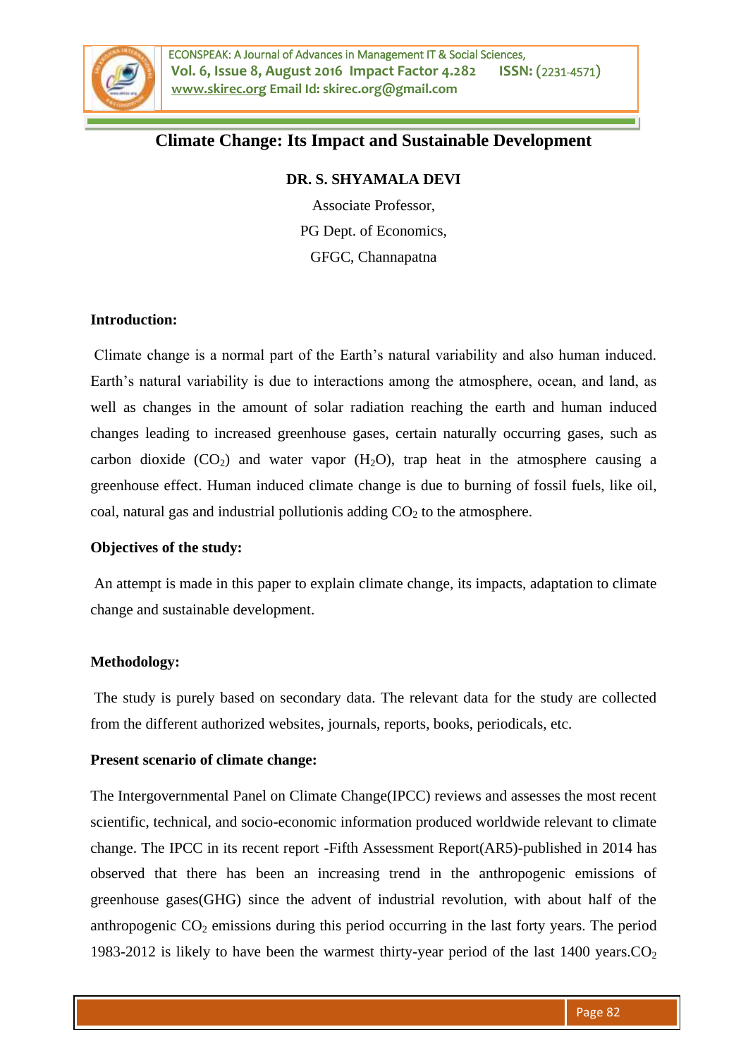# Climate Change: Its Impact and Sustainable Development

**DR. S. SHYAMALA DEVI**

Associate Professor,

PG Dept. of Economics,

GFGC, Channapatna

## Introduction:

Climate change is a normal part of the Earth's natural variability and also human induced. Earth's natural variability is due to interactions among the atmosphere, ocean, and land, as well as changes in the amount of solar radiation reaching the earth and human induced changes leading to increased greenhouse gases, certain naturally occurring gases, such as carbon dioxide ($CO_2$) and water vapor ($H_2O$), trap heat in the atmosphere causing a greenhouse effect. Human induced climate change is due to burning of fossil fuels, like oil, coal, natural gas and industrial pollutionis adding $CO_2$ to the atmosphere.

## Objectives of the study:

An attempt is made in this paper to explain climate change, its impacts, adaptation to climate change and sustainable development.

## Methodology:

The study is purely based on secondary data. The relevant data for the study are collected from the different authorized websites, journals, reports, books, periodicals, etc.

## Present scenario of climate change:

The Intergovernmental Panel on Climate Change(IPCC) reviews and assesses the most recent scientific, technical, and socio-economic information produced worldwide relevant to climate change. The IPCC in its recent report -Fifth Assessment Report(AR5)-published in 2014 has observed that there has been an increasing trend in the anthropogenic emissions of greenhouse gases(GHG) since the advent of industrial revolution, with about half of the anthropogenic $CO_2$ emissions during this period occurring in the last forty years. The period 1983-2012 is likely to have been the warmest thirty-year period of the last 1400 years.$CO_2$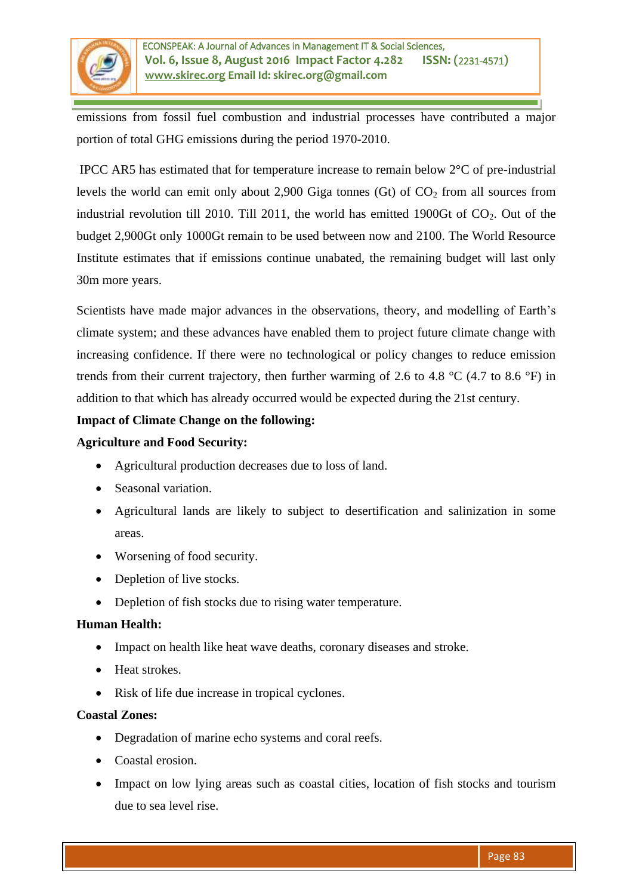emissions from fossil fuel combustion and industrial processes have contributed a major portion of total GHG emissions during the period 1970-2010.

IPCC AR5 has estimated that for temperature increase to remain below 2°C of pre-industrial levels the world can emit only about 2,900 Giga tonnes (Gt) of $CO_2$ from all sources from industrial revolution till 2010. Till 2011, the world has emitted 1900Gt of $CO_2$. Out of the budget 2,900Gt only 1000Gt remain to be used between now and 2100. The World Resource Institute estimates that if emissions continue unabated, the remaining budget will last only 30m more years.

Scientists have made major advances in the observations, theory, and modelling of Earth's climate system; and these advances have enabled them to project future climate change with increasing confidence. If there were no technological or policy changes to reduce emission trends from their current trajectory, then further warming of 2.6 to 4.8 °C (4.7 to 8.6 °F) in addition to that which has already occurred would be expected during the 21st century.

**Impact of Climate Change on the following:**

**Agriculture and Food Security:**

- Agricultural production decreases due to loss of land.
- Seasonal variation.
- Agricultural lands are likely to subject to desertification and salinization in some areas.
- Worsening of food security.
- Depletion of live stocks.
- Depletion of fish stocks due to rising water temperature.

**Human Health:**

- Impact on health like heat wave deaths, coronary diseases and stroke.
- Heat strokes.
- Risk of life due increase in tropical cyclones.

**Coastal Zones:**

- Degradation of marine echo systems and coral reefs.
- Coastal erosion.
- Impact on low lying areas such as coastal cities, location of fish stocks and tourism due to sea level rise.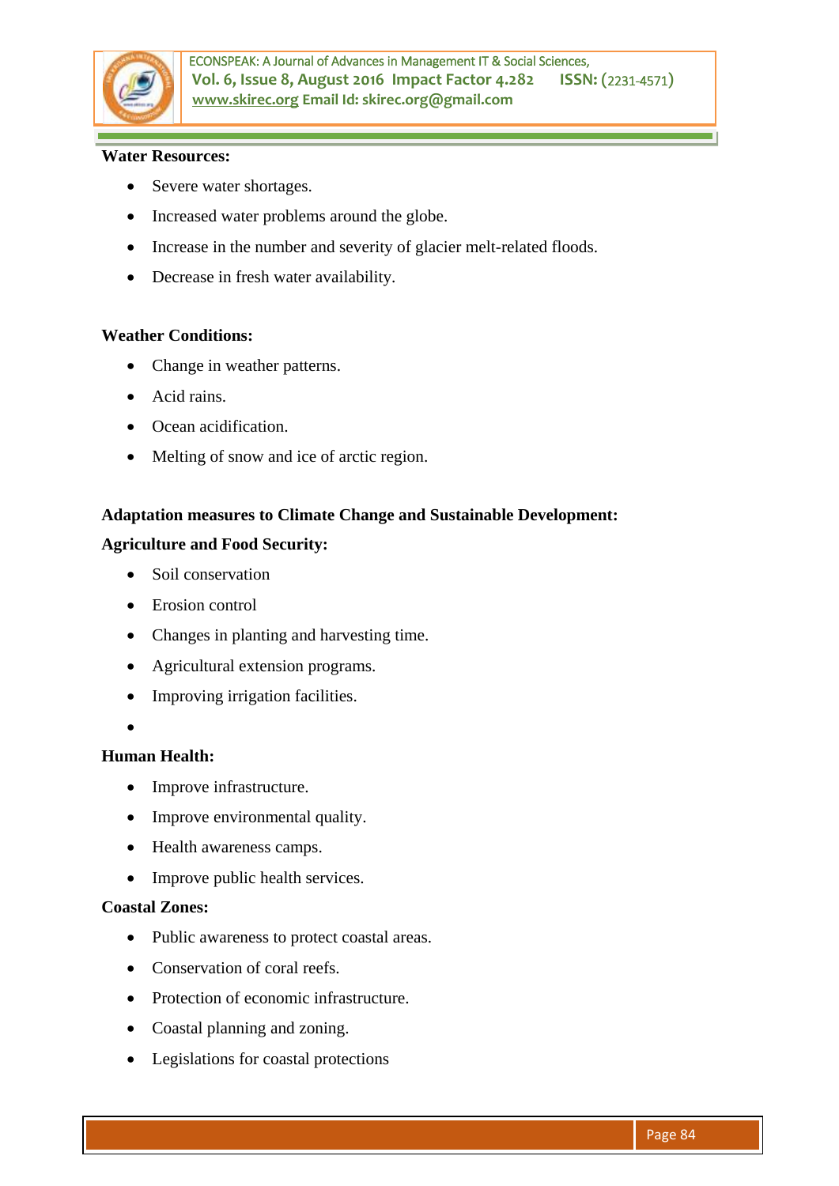**Water Resources:**

- Severe water shortages.
- Increased water problems around the globe.
- Increase in the number and severity of glacier melt-related floods.
- Decrease in fresh water availability.

**Weather Conditions:**

- Change in weather patterns.
- Acid rains.
- Ocean acidification.
- Melting of snow and ice of arctic region.

**Adaptation measures to Climate Change and Sustainable Development:**

**Agriculture and Food Security:**

- Soil conservation
- Erosion control
- Changes in planting and harvesting time.
- Agricultural extension programs.
- Improving irrigation facilities.

**Human Health:**

- Improve infrastructure.
- Improve environmental quality.
- Health awareness camps.
- Improve public health services.

**Coastal Zones:**

- Public awareness to protect coastal areas.
- Conservation of coral reefs.
- Protection of economic infrastructure.
- Coastal planning and zoning.
- Legislations for coastal protections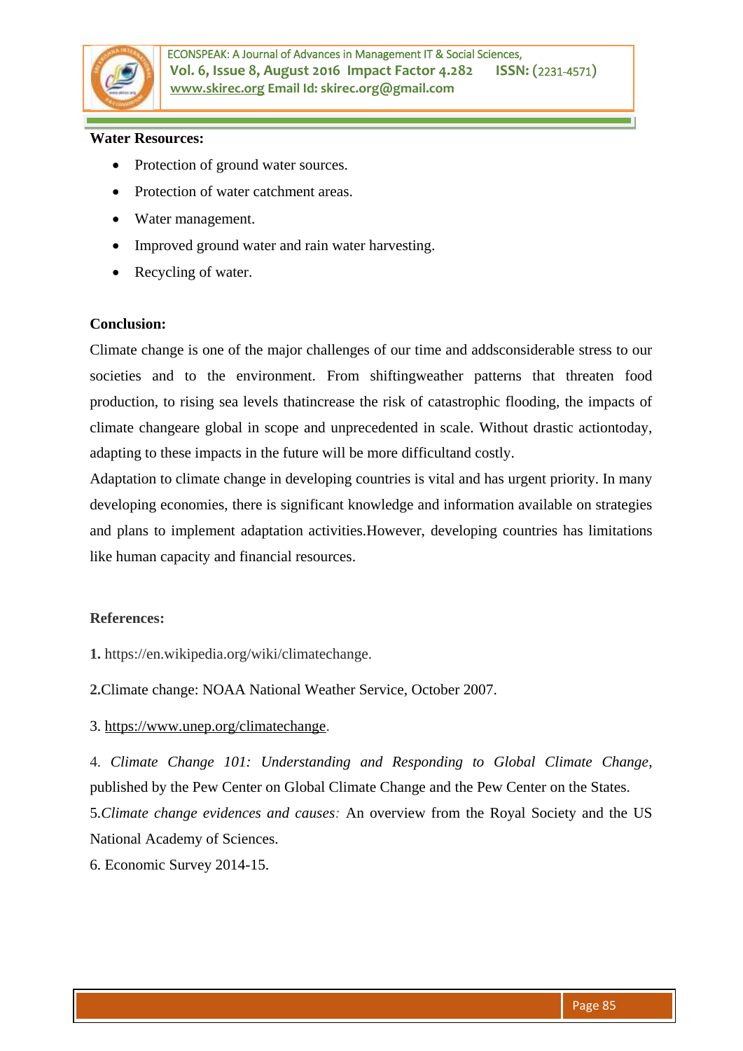**Water Resources:**

- Protection of ground water sources.
- Protection of water catchment areas.
- Water management.
- Improved ground water and rain water harvesting.
- Recycling of water.

**Conclusion:**

Climate change is one of the major challenges of our time and addsconsiderable stress to our societies and to the environment. From shiftingweather patterns that threaten food production, to rising sea levels thatincrease the risk of catastrophic flooding, the impacts of climate changeare global in scope and unprecedented in scale. Without drastic actiontoday, adapting to these impacts in the future will be more difficultand costly.

Adaptation to climate change in developing countries is vital and has urgent priority. In many developing economies, there is significant knowledge and information available on strategies and plans to implement adaptation activities.However, developing countries has limitations like human capacity and financial resources.

**References:**

**1.** https://en.wikipedia.org/wiki/climatechange.

**2.**Climate change: NOAA National Weather Service, October 2007.

3. https://www.unep.org/climatechange.

4. *Climate Change 101: Understanding and Responding to Global Climate Change*, published by the Pew Center on Global Climate Change and the Pew Center on the States.

5.*Climate change evidences and causes:* An overview from the Royal Society and the US National Academy of Sciences.

6. Economic Survey 2014-15.